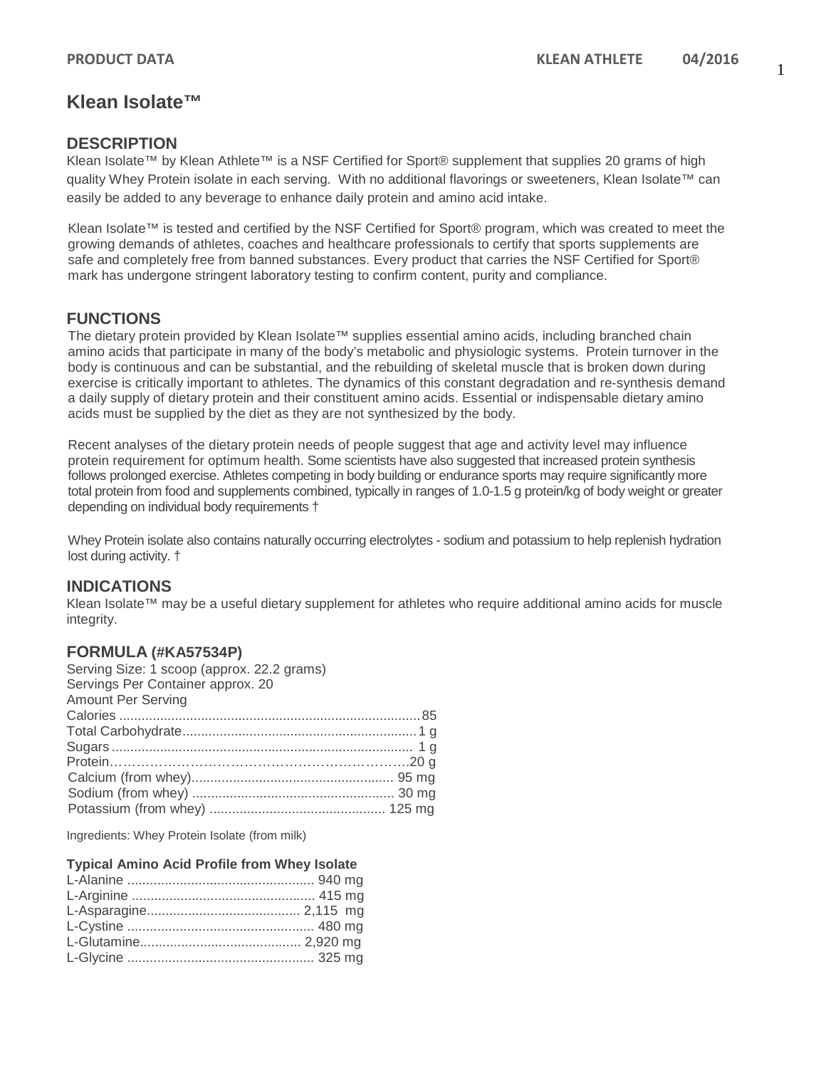# Klean Isolate™

## DESCRIPTION

Klean Isolate™ by Klean Athlete™ is a NSF Certified for Sport® supplement that supplies 20 grams of high quality Whey Protein isolate in each serving. With no additional flavorings or sweeteners, Klean Isolate™ can easily be added to any beverage to enhance daily protein and amino acid intake.

Klean Isolate™ is tested and certified by the NSF Certified for Sport® program, which was created to meet the growing demands of athletes, coaches and healthcare professionals to certify that sports supplements are safe and completely free from banned substances. Every product that carries the NSF Certified for Sport® mark has undergone stringent laboratory testing to confirm content, purity and compliance.

## FUNCTIONS

The dietary protein provided by Klean Isolate™ supplies essential amino acids, including branched chain amino acids that participate in many of the body's metabolic and physiologic systems. Protein turnover in the body is continuous and can be substantial, and the rebuilding of skeletal muscle that is broken down during exercise is critically important to athletes. The dynamics of this constant degradation and re-synthesis demand a daily supply of dietary protein and their constituent amino acids. Essential or indispensable dietary amino acids must be supplied by the diet as they are not synthesized by the body.

Recent analyses of the dietary protein needs of people suggest that age and activity level may influence protein requirement for optimum health. Some scientists have also suggested that increased protein synthesis follows prolonged exercise. Athletes competing in body building or endurance sports may require significantly more total protein from food and supplements combined, typically in ranges of 1.0-1.5 g protein/kg of body weight or greater depending on individual body requirements †

Whey Protein isolate also contains naturally occurring electrolytes - sodium and potassium to help replenish hydration lost during activity. †

## INDICATIONS

Klean Isolate™ may be a useful dietary supplement for athletes who require additional amino acids for muscle integrity.

## FORMULA (#KA57534P)

Serving Size: 1 scoop (approx. 22.2 grams)
Servings Per Container approx. 20
Amount Per Serving

| | |
|---|---|
| Calories | 85 |
| Total Carbohydrate | 1 g |
| Sugars | 1 g |
| Protein | 20 g |
| Calcium (from whey) | 95 mg |
| Sodium (from whey) | 30 mg |
| Potassium (from whey) | 125 mg |

Ingredients: Whey Protein Isolate (from milk)

**Typical Amino Acid Profile from Whey Isolate**

| | |
|---|---|
| L-Alanine | 940 mg |
| L-Arginine | 415 mg |
| L-Asparagine | 2,115 mg |
| L-Cystine | 480 mg |
| L-Glutamine | 2,920 mg |
| L-Glycine | 325 mg |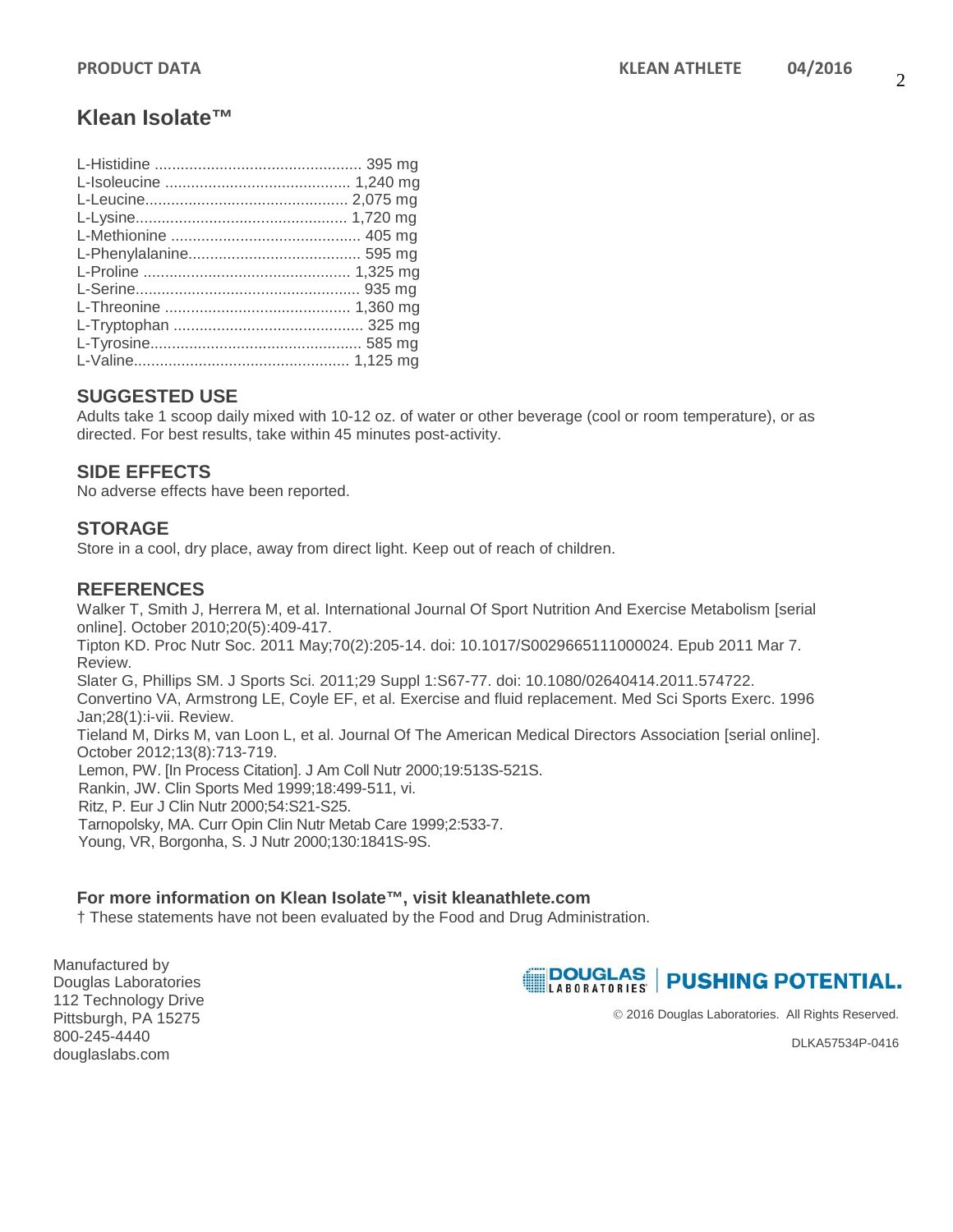# Klean Isolate™

L-Histidine ................................................ 395 mg
L-Isoleucine ........................................... 1,240 mg
L-Leucine............................................... 2,075 mg
L-Lysine................................................. 1,720 mg
L-Methionine ............................................ 405 mg
L-Phenylalanine........................................ 595 mg
L-Proline ................................................ 1,325 mg
L-Serine.................................................... 935 mg
L-Threonine ........................................... 1,360 mg
L-Tryptophan ............................................ 325 mg
L-Tyrosine................................................. 585 mg
L-Valine.................................................. 1,125 mg

## SUGGESTED USE

Adults take 1 scoop daily mixed with 10-12 oz. of water or other beverage (cool or room temperature), or as directed. For best results, take within 45 minutes post-activity.

## SIDE EFFECTS

No adverse effects have been reported.

## STORAGE

Store in a cool, dry place, away from direct light. Keep out of reach of children.

## REFERENCES

Walker T, Smith J, Herrera M, et al. International Journal Of Sport Nutrition And Exercise Metabolism [serial online]. October 2010;20(5):409-417.
Tipton KD. Proc Nutr Soc. 2011 May;70(2):205-14. doi: 10.1017/S0029665111000024. Epub 2011 Mar 7. Review.
Slater G, Phillips SM. J Sports Sci. 2011;29 Suppl 1:S67-77. doi: 10.1080/02640414.2011.574722.
Convertino VA, Armstrong LE, Coyle EF, et al. Exercise and fluid replacement. Med Sci Sports Exerc. 1996 Jan;28(1):i-vii. Review.
Tieland M, Dirks M, van Loon L, et al. Journal Of The American Medical Directors Association [serial online]. October 2012;13(8):713-719.
Lemon, PW. [In Process Citation]. J Am Coll Nutr 2000;19:513S-521S.
Rankin, JW. Clin Sports Med 1999;18:499-511, vi.
Ritz, P. Eur J Clin Nutr 2000;54:S21-S25.
Tarnopolsky, MA. Curr Opin Clin Nutr Metab Care 1999;2:533-7.
Young, VR, Borgonha, S. J Nutr 2000;130:1841S-9S.

**For more information on Klean Isolate™, visit kleanathlete.com**

† These statements have not been evaluated by the Food and Drug Administration.

Manufactured by
Douglas Laboratories
112 Technology Drive
Pittsburgh, PA 15275
800-245-4440
douglaslabs.com

DOUGLAS LABORATORIES | PUSHING POTENTIAL.

© 2016 Douglas Laboratories. All Rights Reserved.

DLKA57534P-0416